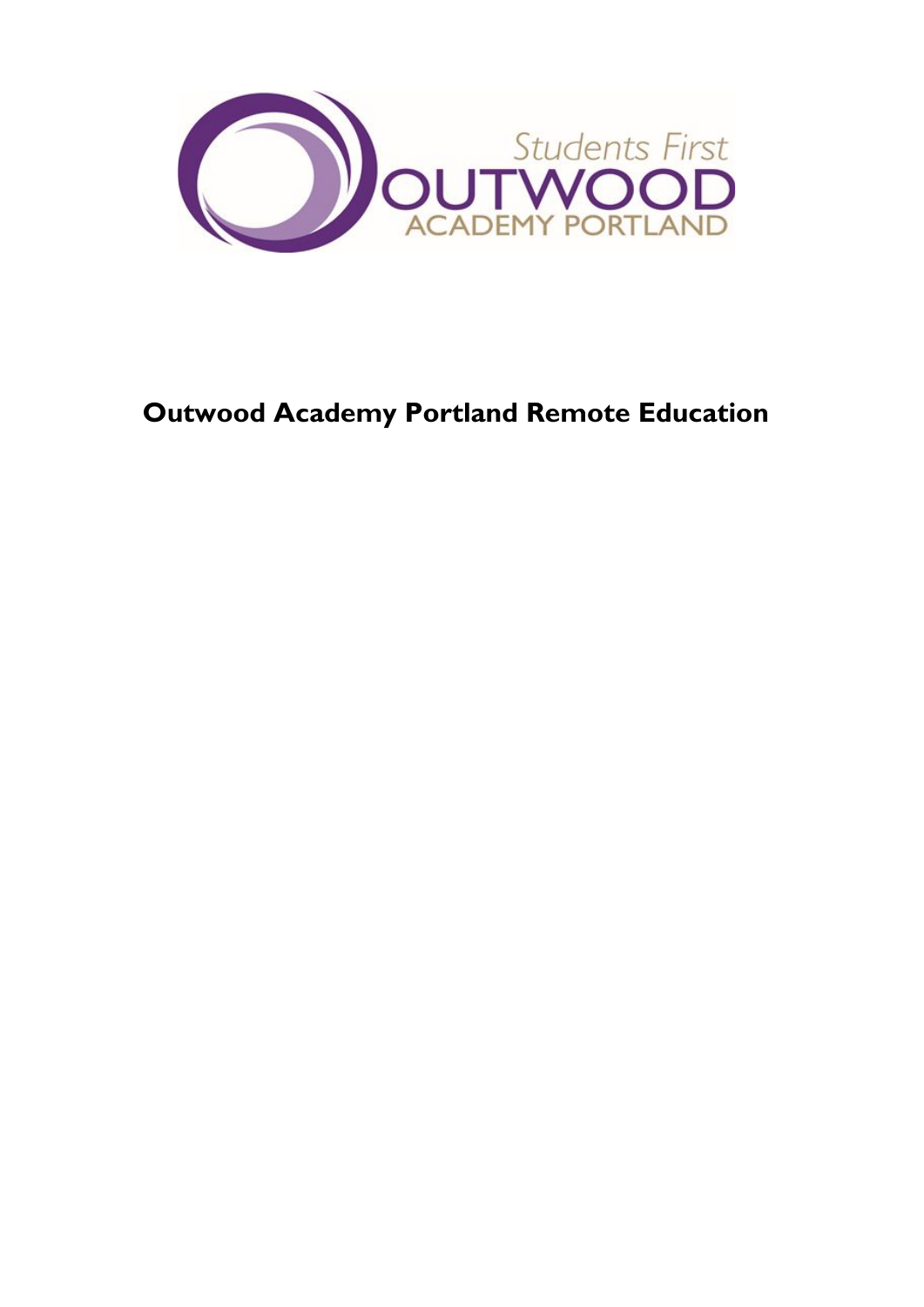# Outwood Academy Portland Remote Education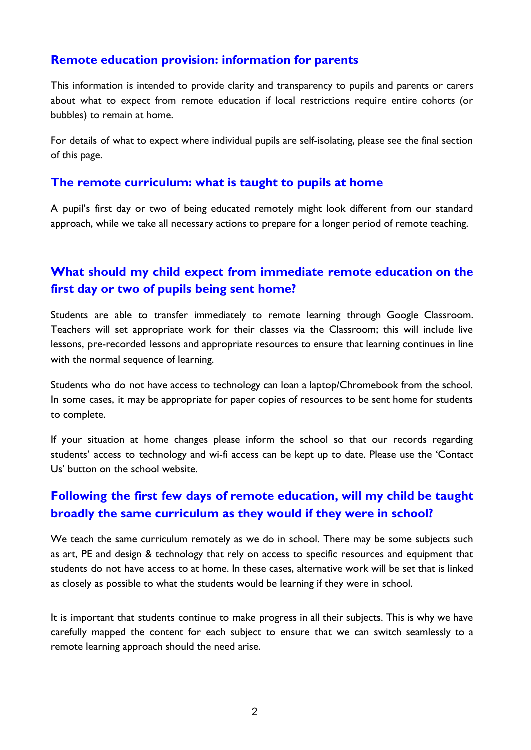## Remote education provision: information for parents

This information is intended to provide clarity and transparency to pupils and parents or carers about what to expect from remote education if local restrictions require entire cohorts (or bubbles) to remain at home.

For details of what to expect where individual pupils are self-isolating, please see the final section of this page.

## The remote curriculum: what is taught to pupils at home

A pupil's first day or two of being educated remotely might look different from our standard approach, while we take all necessary actions to prepare for a longer period of remote teaching.

### What should my child expect from immediate remote education on the first day or two of pupils being sent home?

Students are able to transfer immediately to remote learning through Google Classroom. Teachers will set appropriate work for their classes via the Classroom; this will include live lessons, pre-recorded lessons and appropriate resources to ensure that learning continues in line with the normal sequence of learning.

Students who do not have access to technology can loan a laptop/Chromebook from the school. In some cases, it may be appropriate for paper copies of resources to be sent home for students to complete.

If your situation at home changes please inform the school so that our records regarding students' access to technology and wi-fi access can be kept up to date. Please use the 'Contact Us' button on the school website.

### Following the first few days of remote education, will my child be taught broadly the same curriculum as they would if they were in school?

We teach the same curriculum remotely as we do in school. There may be some subjects such as art, PE and design & technology that rely on access to specific resources and equipment that students do not have access to at home. In these cases, alternative work will be set that is linked as closely as possible to what the students would be learning if they were in school.

It is important that students continue to make progress in all their subjects. This is why we have carefully mapped the content for each subject to ensure that we can switch seamlessly to a remote learning approach should the need arise.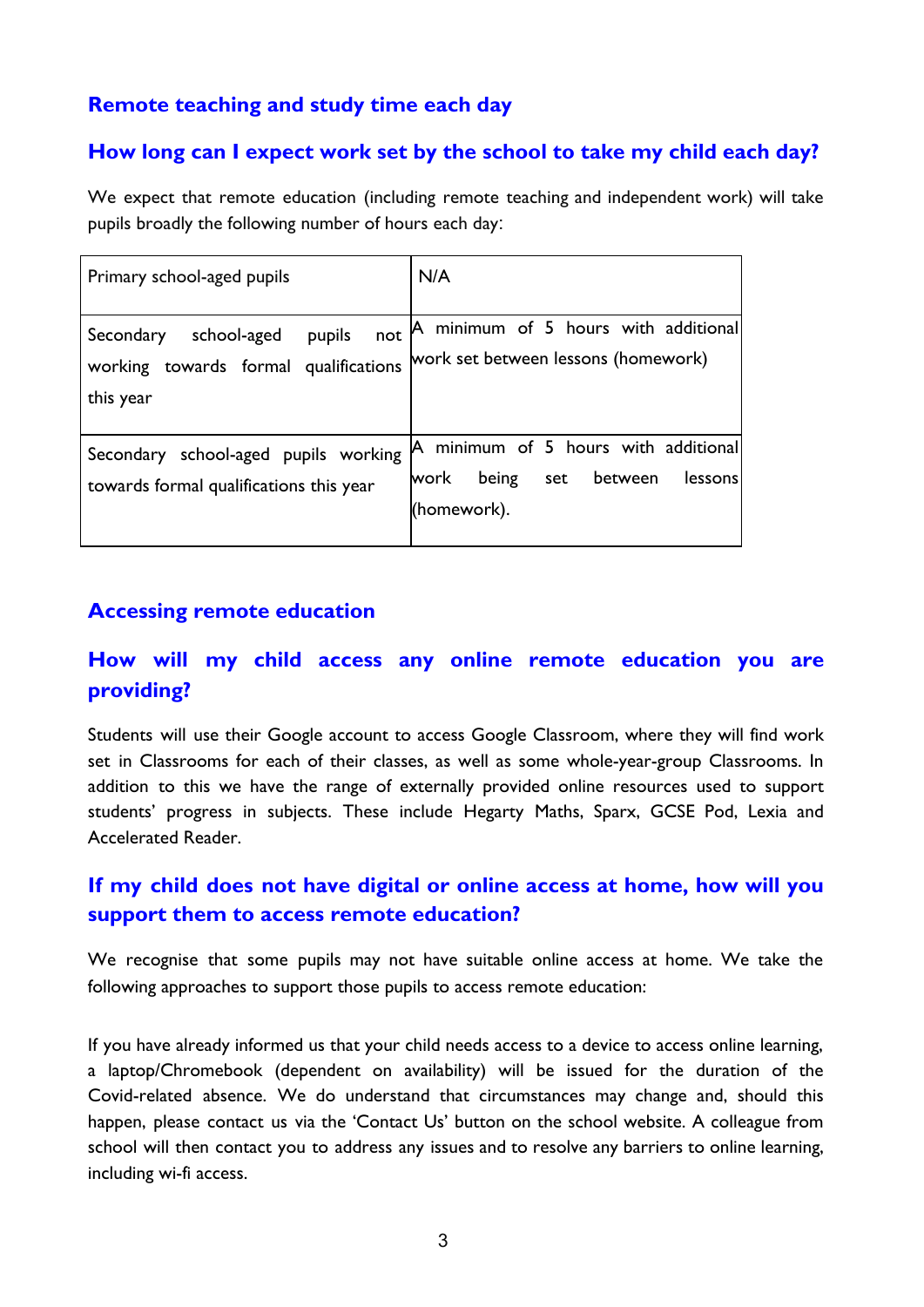## Remote teaching and study time each day

### How long can I expect work set by the school to take my child each day?

We expect that remote education (including remote teaching and independent work) will take pupils broadly the following number of hours each day:

| | |
|---|---|
| Primary school-aged pupils | N/A |
| Secondary school-aged pupils not working towards formal qualifications this year | A minimum of 5 hours with additional work set between lessons (homework) |
| Secondary school-aged pupils working towards formal qualifications this year | A minimum of 5 hours with additional work being set between lessons (homework). |

## Accessing remote education

### How will my child access any online remote education you are providing?

Students will use their Google account to access Google Classroom, where they will find work set in Classrooms for each of their classes, as well as some whole-year-group Classrooms. In addition to this we have the range of externally provided online resources used to support students' progress in subjects. These include Hegarty Maths, Sparx, GCSE Pod, Lexia and Accelerated Reader.

### If my child does not have digital or online access at home, how will you support them to access remote education?

We recognise that some pupils may not have suitable online access at home. We take the following approaches to support those pupils to access remote education:

If you have already informed us that your child needs access to a device to access online learning, a laptop/Chromebook (dependent on availability) will be issued for the duration of the Covid-related absence. We do understand that circumstances may change and, should this happen, please contact us via the 'Contact Us' button on the school website. A colleague from school will then contact you to address any issues and to resolve any barriers to online learning, including wi-fi access.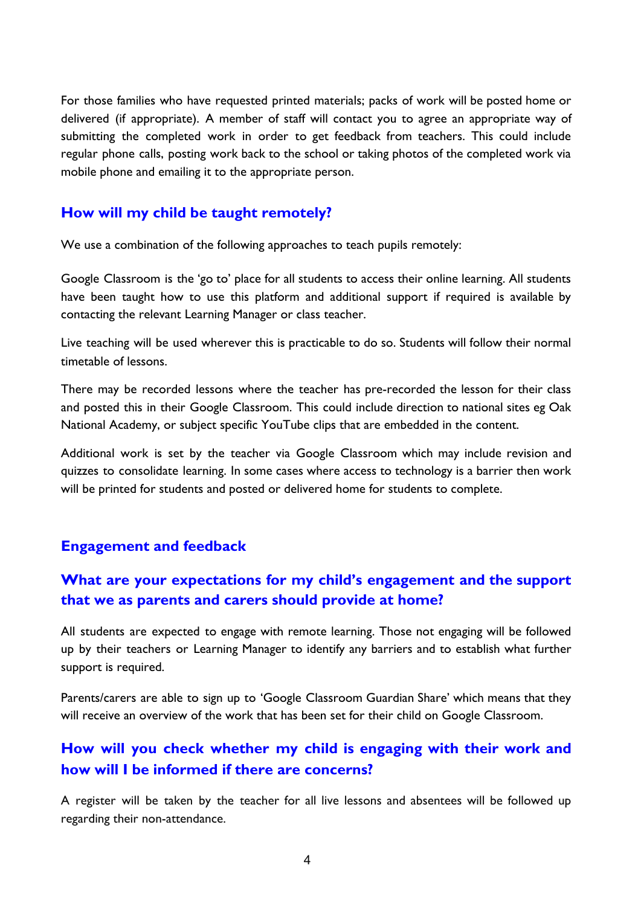For those families who have requested printed materials; packs of work will be posted home or delivered (if appropriate). A member of staff will contact you to agree an appropriate way of submitting the completed work in order to get feedback from teachers. This could include regular phone calls, posting work back to the school or taking photos of the completed work via mobile phone and emailing it to the appropriate person.

### How will my child be taught remotely?

We use a combination of the following approaches to teach pupils remotely:

Google Classroom is the 'go to' place for all students to access their online learning. All students have been taught how to use this platform and additional support if required is available by contacting the relevant Learning Manager or class teacher.

Live teaching will be used wherever this is practicable to do so. Students will follow their normal timetable of lessons.

There may be recorded lessons where the teacher has pre-recorded the lesson for their class and posted this in their Google Classroom. This could include direction to national sites eg Oak National Academy, or subject specific YouTube clips that are embedded in the content.

Additional work is set by the teacher via Google Classroom which may include revision and quizzes to consolidate learning. In some cases where access to technology is a barrier then work will be printed for students and posted or delivered home for students to complete.

## Engagement and feedback

### What are your expectations for my child's engagement and the support that we as parents and carers should provide at home?

All students are expected to engage with remote learning. Those not engaging will be followed up by their teachers or Learning Manager to identify any barriers and to establish what further support is required.

Parents/carers are able to sign up to 'Google Classroom Guardian Share' which means that they will receive an overview of the work that has been set for their child on Google Classroom.

### How will you check whether my child is engaging with their work and how will I be informed if there are concerns?

A register will be taken by the teacher for all live lessons and absentees will be followed up regarding their non-attendance.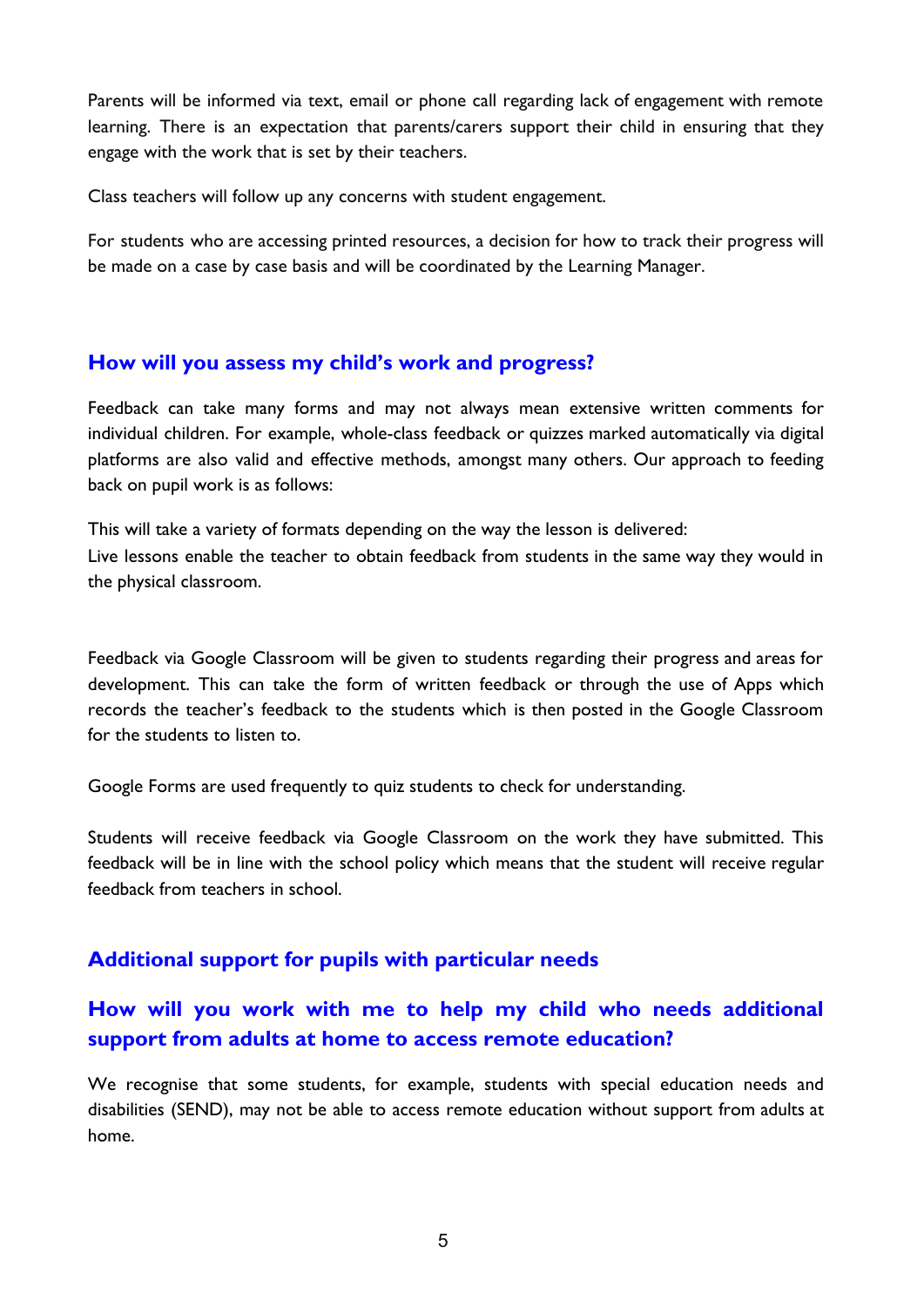Parents will be informed via text, email or phone call regarding lack of engagement with remote learning. There is an expectation that parents/carers support their child in ensuring that they engage with the work that is set by their teachers.

Class teachers will follow up any concerns with student engagement.

For students who are accessing printed resources, a decision for how to track their progress will be made on a case by case basis and will be coordinated by the Learning Manager.

## How will you assess my child's work and progress?

Feedback can take many forms and may not always mean extensive written comments for individual children. For example, whole-class feedback or quizzes marked automatically via digital platforms are also valid and effective methods, amongst many others. Our approach to feeding back on pupil work is as follows:

This will take a variety of formats depending on the way the lesson is delivered:
Live lessons enable the teacher to obtain feedback from students in the same way they would in the physical classroom.

Feedback via Google Classroom will be given to students regarding their progress and areas for development. This can take the form of written feedback or through the use of Apps which records the teacher's feedback to the students which is then posted in the Google Classroom for the students to listen to.

Google Forms are used frequently to quiz students to check for understanding.

Students will receive feedback via Google Classroom on the work they have submitted. This feedback will be in line with the school policy which means that the student will receive regular feedback from teachers in school.

## Additional support for pupils with particular needs

## How will you work with me to help my child who needs additional support from adults at home to access remote education?

We recognise that some students, for example, students with special education needs and disabilities (SEND), may not be able to access remote education without support from adults at home.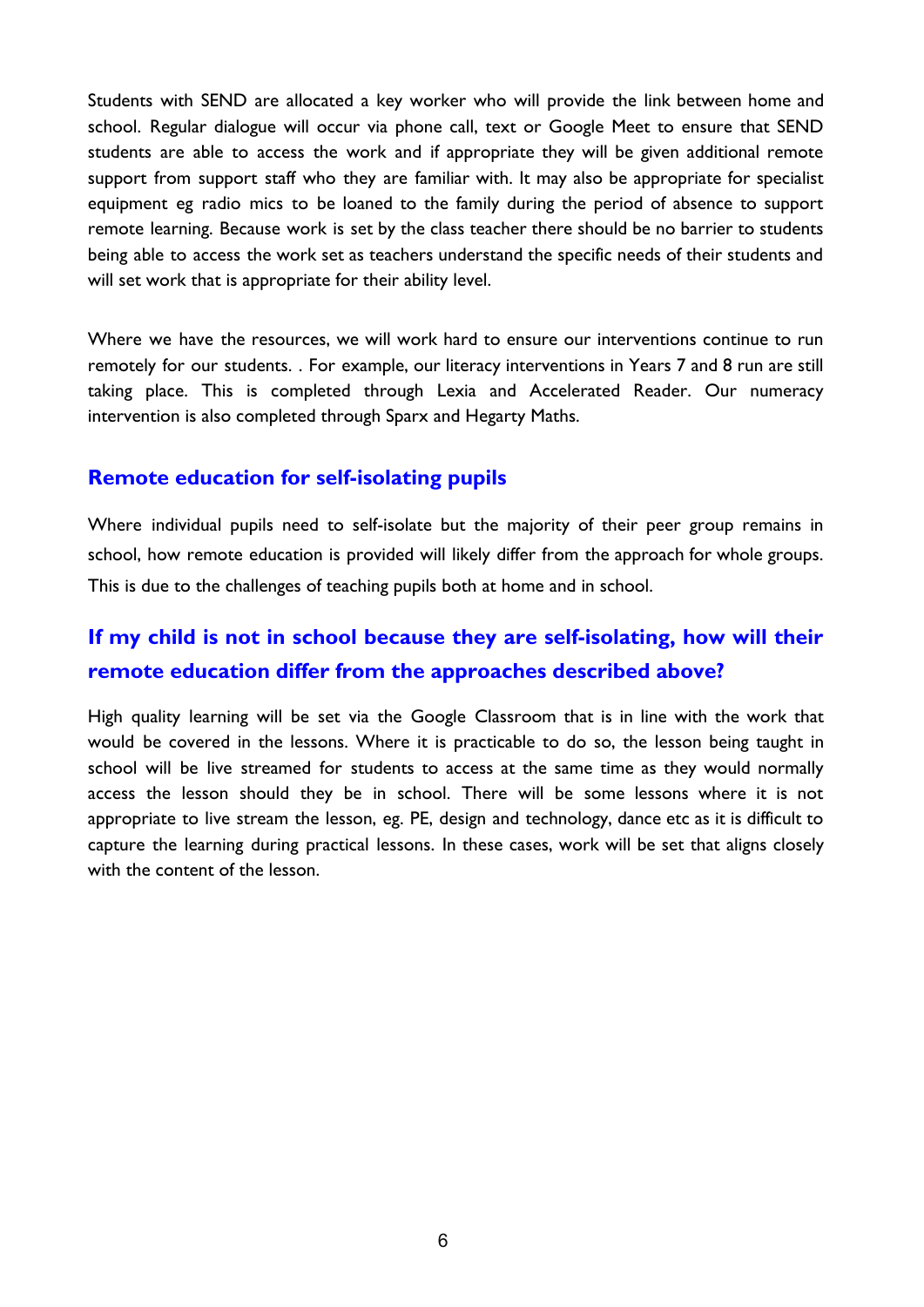Students with SEND are allocated a key worker who will provide the link between home and school. Regular dialogue will occur via phone call, text or Google Meet to ensure that SEND students are able to access the work and if appropriate they will be given additional remote support from support staff who they are familiar with. It may also be appropriate for specialist equipment eg radio mics to be loaned to the family during the period of absence to support remote learning. Because work is set by the class teacher there should be no barrier to students being able to access the work set as teachers understand the specific needs of their students and will set work that is appropriate for their ability level.

Where we have the resources, we will work hard to ensure our interventions continue to run remotely for our students. . For example, our literacy interventions in Years 7 and 8 run are still taking place. This is completed through Lexia and Accelerated Reader. Our numeracy intervention is also completed through Sparx and Hegarty Maths.

## Remote education for self-isolating pupils

Where individual pupils need to self-isolate but the majority of their peer group remains in school, how remote education is provided will likely differ from the approach for whole groups. This is due to the challenges of teaching pupils both at home and in school.

## If my child is not in school because they are self-isolating, how will their remote education differ from the approaches described above?

High quality learning will be set via the Google Classroom that is in line with the work that would be covered in the lessons. Where it is practicable to do so, the lesson being taught in school will be live streamed for students to access at the same time as they would normally access the lesson should they be in school. There will be some lessons where it is not appropriate to live stream the lesson, eg. PE, design and technology, dance etc as it is difficult to capture the learning during practical lessons. In these cases, work will be set that aligns closely with the content of the lesson.